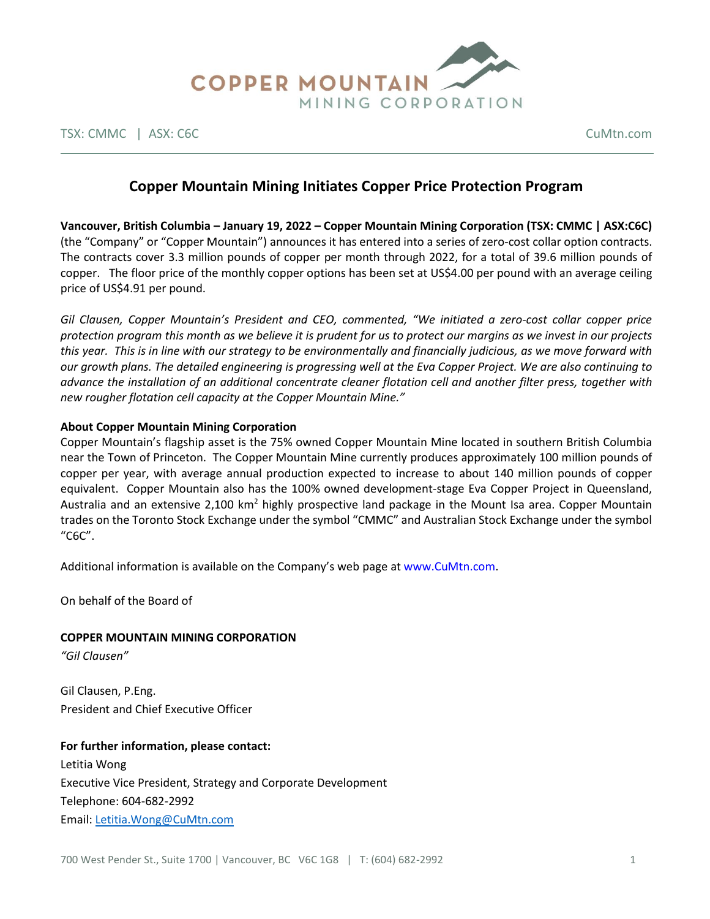TSX: CMMC | ASX: C6C

CuMtn.com

# Copper Mountain Mining Initiates Copper Price Protection Program

**Vancouver, British Columbia – January 19, 2022 – Copper Mountain Mining Corporation (TSX: CMMC | ASX:C6C)** (the "Company" or "Copper Mountain") announces it has entered into a series of zero-cost collar option contracts. The contracts cover 3.3 million pounds of copper per month through 2022, for a total of 39.6 million pounds of copper. The floor price of the monthly copper options has been set at US$4.00 per pound with an average ceiling price of US$4.91 per pound.

*Gil Clausen, Copper Mountain's President and CEO, commented, "We initiated a zero-cost collar copper price protection program this month as we believe it is prudent for us to protect our margins as we invest in our projects this year. This is in line with our strategy to be environmentally and financially judicious, as we move forward with our growth plans. The detailed engineering is progressing well at the Eva Copper Project. We are also continuing to advance the installation of an additional concentrate cleaner flotation cell and another filter press, together with new rougher flotation cell capacity at the Copper Mountain Mine."*

**About Copper Mountain Mining Corporation**

Copper Mountain's flagship asset is the 75% owned Copper Mountain Mine located in southern British Columbia near the Town of Princeton. The Copper Mountain Mine currently produces approximately 100 million pounds of copper per year, with average annual production expected to increase to about 140 million pounds of copper equivalent. Copper Mountain also has the 100% owned development-stage Eva Copper Project in Queensland, Australia and an extensive 2,100 km$^2$ highly prospective land package in the Mount Isa area. Copper Mountain trades on the Toronto Stock Exchange under the symbol "CMMC" and Australian Stock Exchange under the symbol "C6C".

Additional information is available on the Company's web page at www.CuMtn.com.

On behalf of the Board of

**COPPER MOUNTAIN MINING CORPORATION**

*"Gil Clausen"*

Gil Clausen, P.Eng.
President and Chief Executive Officer

**For further information, please contact:**

Letitia Wong
Executive Vice President, Strategy and Corporate Development
Telephone: 604-682-2992
Email: Letitia.Wong@CuMtn.com

700 West Pender St., Suite 1700 | Vancouver, BC V6C 1G8 | T: (604) 682-2992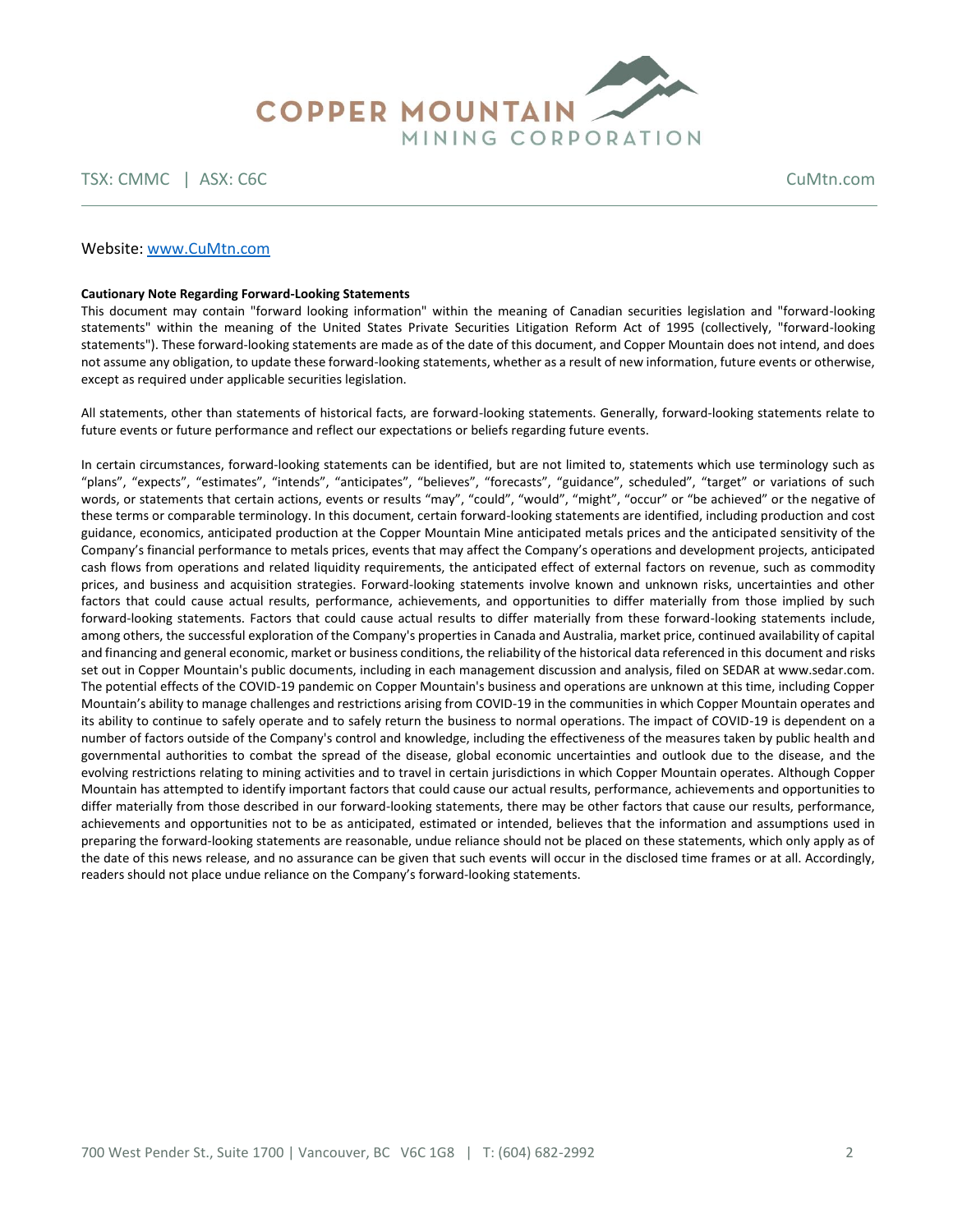Website: [www.CuMtn.com](http://www.CuMtn.com)

**Cautionary Note Regarding Forward-Looking Statements**

This document may contain "forward looking information" within the meaning of Canadian securities legislation and "forward-looking statements" within the meaning of the United States Private Securities Litigation Reform Act of 1995 (collectively, "forward-looking statements"). These forward-looking statements are made as of the date of this document, and Copper Mountain does not intend, and does not assume any obligation, to update these forward-looking statements, whether as a result of new information, future events or otherwise, except as required under applicable securities legislation.

All statements, other than statements of historical facts, are forward-looking statements. Generally, forward-looking statements relate to future events or future performance and reflect our expectations or beliefs regarding future events.

In certain circumstances, forward-looking statements can be identified, but are not limited to, statements which use terminology such as “plans”, “expects”, “estimates”, “intends”, “anticipates”, “believes”, “forecasts”, “guidance”, scheduled”, “target” or variations of such words, or statements that certain actions, events or results “may”, “could”, “would”, “might”, “occur” or “be achieved” or the negative of these terms or comparable terminology. In this document, certain forward-looking statements are identified, including production and cost guidance, economics, anticipated production at the Copper Mountain Mine anticipated metals prices and the anticipated sensitivity of the Company’s financial performance to metals prices, events that may affect the Company’s operations and development projects, anticipated cash flows from operations and related liquidity requirements, the anticipated effect of external factors on revenue, such as commodity prices, and business and acquisition strategies. Forward-looking statements involve known and unknown risks, uncertainties and other factors that could cause actual results, performance, achievements, and opportunities to differ materially from those implied by such forward-looking statements. Factors that could cause actual results to differ materially from these forward-looking statements include, among others, the successful exploration of the Company's properties in Canada and Australia, market price, continued availability of capital and financing and general economic, market or business conditions, the reliability of the historical data referenced in this document and risks set out in Copper Mountain's public documents, including in each management discussion and analysis, filed on SEDAR at www.sedar.com. The potential effects of the COVID-19 pandemic on Copper Mountain's business and operations are unknown at this time, including Copper Mountain’s ability to manage challenges and restrictions arising from COVID-19 in the communities in which Copper Mountain operates and its ability to continue to safely operate and to safely return the business to normal operations. The impact of COVID-19 is dependent on a number of factors outside of the Company's control and knowledge, including the effectiveness of the measures taken by public health and governmental authorities to combat the spread of the disease, global economic uncertainties and outlook due to the disease, and the evolving restrictions relating to mining activities and to travel in certain jurisdictions in which Copper Mountain operates. Although Copper Mountain has attempted to identify important factors that could cause our actual results, performance, achievements and opportunities to differ materially from those described in our forward-looking statements, there may be other factors that cause our results, performance, achievements and opportunities not to be as anticipated, estimated or intended, believes that the information and assumptions used in preparing the forward-looking statements are reasonable, undue reliance should not be placed on these statements, which only apply as of the date of this news release, and no assurance can be given that such events will occur in the disclosed time frames or at all. Accordingly, readers should not place undue reliance on the Company’s forward-looking statements.